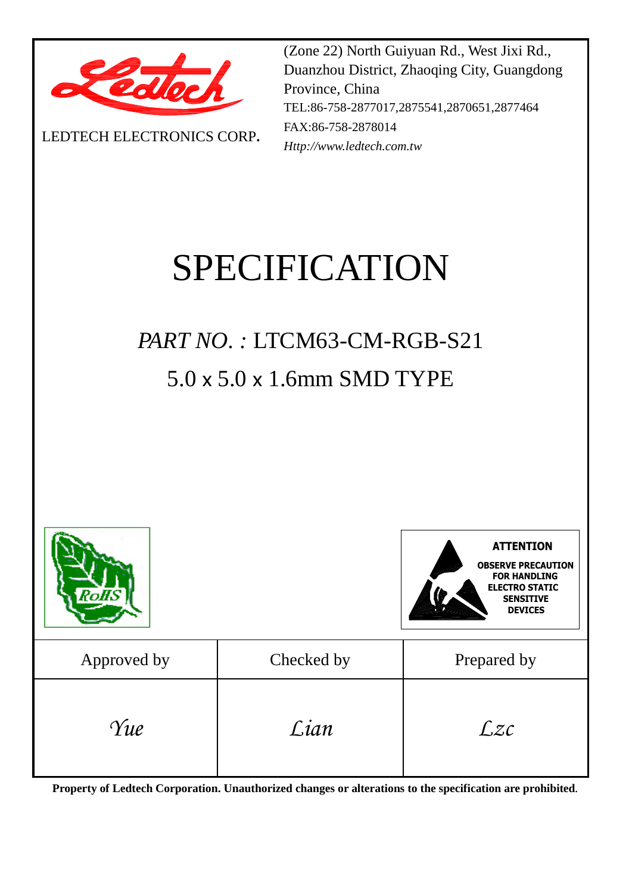LEDTECH ELECTRONICS CORP.

(Zone 22) North Guiyuan Rd., West Jixi Rd., Duanzhou District, Zhaoqing City, Guangdong Province, China
TEL:86-758-2877017,2875541,2870651,2877464
FAX:86-758-2878014
*Http://www.ledtech.com.tw*

# SPECIFICATION

## *PART NO. :* LTCM63-CM-RGB-S21

## 5.0 x 5.0 x 1.6mm SMD TYPE

RoHS

**ATTENTION**
**OBSERVE PRECAUTION FOR HANDLING ELECTRO STATIC SENSITIVE DEVICES**

| Approved by | Checked by | Prepared by |
|---|---|---|
| *Yue* | *Lian* | *Lzc* |

**Property of Ledtech Corporation. Unauthorized changes or alterations to the specification are prohibited.**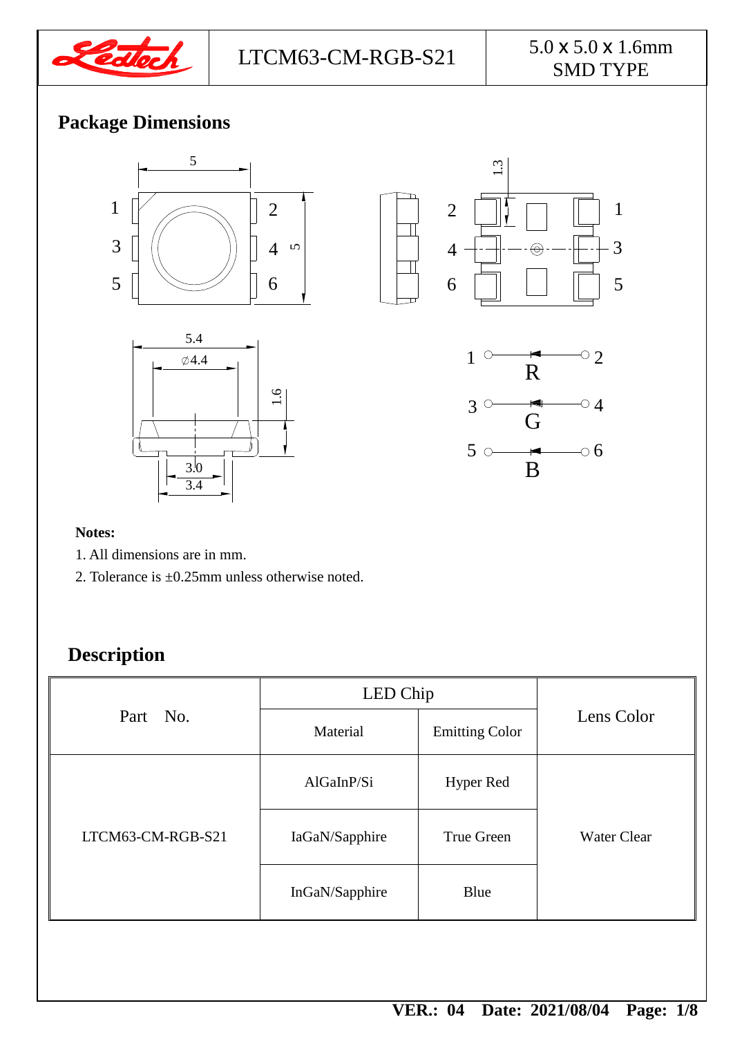## Package Dimensions

**Notes:**

1. All dimensions are in mm.
2. Tolerance is ±0.25mm unless otherwise noted.

## Description

| Part No. | LED Chip | | Lens Color |
|---|---|---|---|
| | Material | Emitting Color | |
| LTCM63-CM-RGB-S21 | AlGaInP/Si | Hyper Red | Water Clear |
| | IaGaN/Sapphire | True Green | |
| | InGaN/Sapphire | Blue | |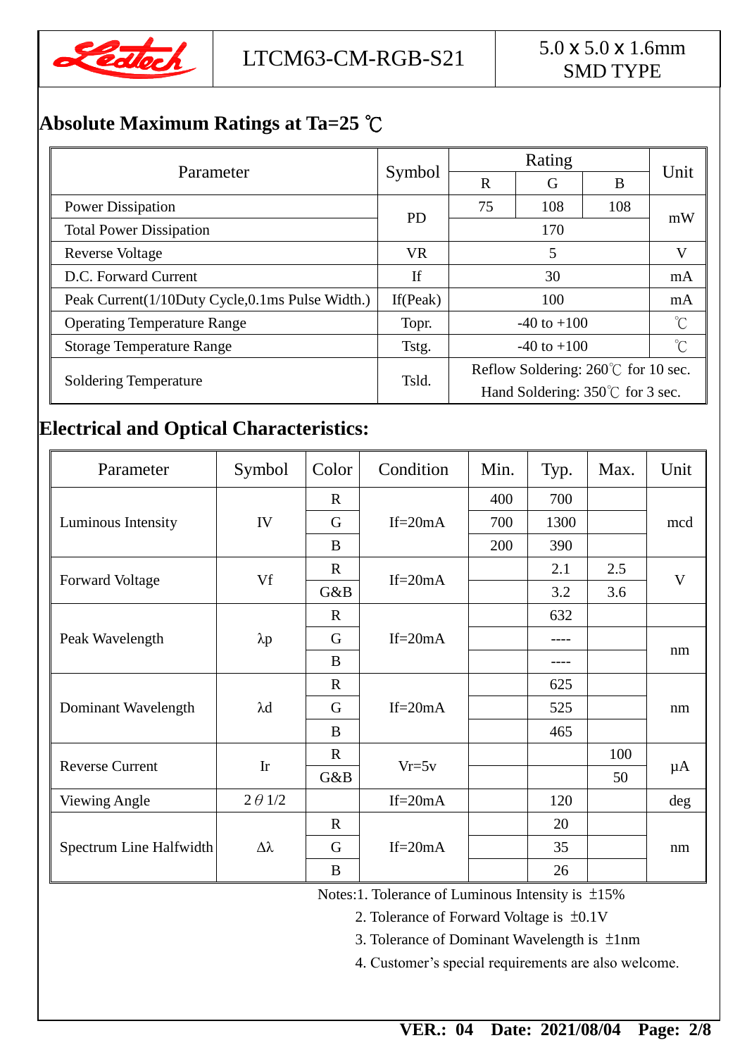| Leotech | LTCM63-CM-RGB-S21 | 5.0 x 5.0 x 1.6mm SMD TYPE |
|---|---|---|

## Absolute Maximum Ratings at Ta=25 ℃

| Parameter | Symbol | Rating | | | Unit |
|---|---|---|---|---|---|
| | | R | G | B | |
| Power Dissipation | PD | 75 | 108 | 108 | mW |
| Total Power Dissipation | | 170 | | | |
| Reverse Voltage | VR | 5 | | | V |
| D.C. Forward Current | If | 30 | | | mA |
| Peak Current(1/10Duty Cycle,0.1ms Pulse Width.) | If(Peak) | 100 | | | mA |
| Operating Temperature Range | Topr. | -40 to +100 | | | ℃ |
| Storage Temperature Range | Tstg. | -40 to +100 | | | ℃ |
| Soldering Temperature | Tsld. | Reflow Soldering: 260℃ for 10 sec. Hand Soldering: 350℃ for 3 sec. | | | |

## Electrical and Optical Characteristics:

| Parameter | Symbol | Color | Condition | Min. | Typ. | Max. | Unit |
|---|---|---|---|---|---|---|---|
| Luminous Intensity | IV | R | If=20mA | 400 | 700 | | mcd |
| | | G | | 700 | 1300 | | |
| | | B | | 200 | 390 | | |
| Forward Voltage | Vf | R | If=20mA | | 2.1 | 2.5 | V |
| | | G&B | | | 3.2 | 3.6 | |
| Peak Wavelength | λp | R | If=20mA | | 632 | | nm |
| | | G | | | ---- | | |
| | | B | | | ---- | | |
| Dominant Wavelength | λd | R | If=20mA | | 625 | | nm |
| | | G | | | 525 | | |
| | | B | | | 465 | | |
| Reverse Current | Ir | R | Vr=5v | | | 100 | μA |
| | | G&B | | | | 50 | |
| Viewing Angle | 2θ1/2 | | If=20mA | | 120 | | deg |
| Spectrum Line Halfwidth | Δλ | R | If=20mA | | 20 | | nm |
| | | G | | | 35 | | |
| | | B | | | 26 | | |

Notes:1. Tolerance of Luminous Intensity is ±15%

2. Tolerance of Forward Voltage is ±0.1V

3. Tolerance of Dominant Wavelength is ±1nm

4. Customer's special requirements are also welcome.

VER.: 04 Date: 2021/08/04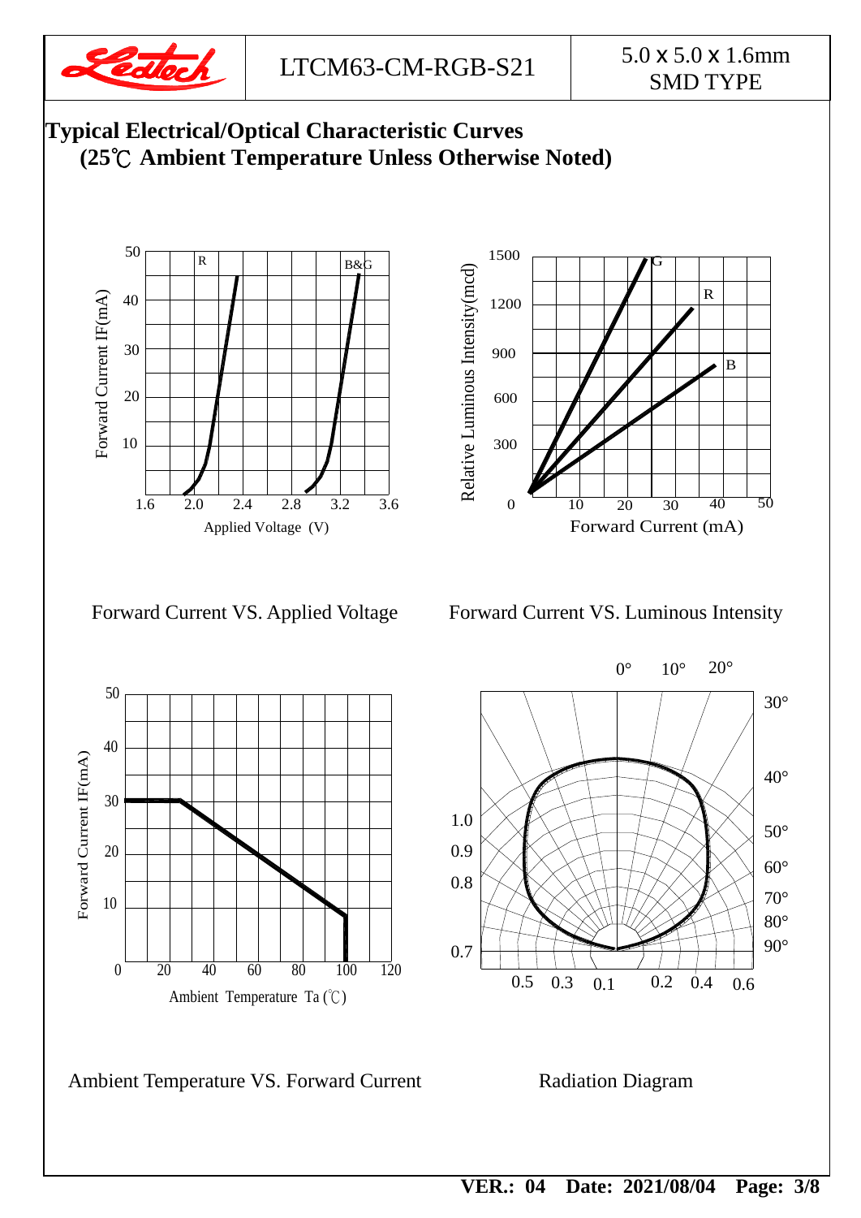## Typical Electrical/Optical Characteristic Curves
## (25℃ Ambient Temperature Unless Otherwise Noted)

Forward Current VS. Applied Voltage

Forward Current VS. Luminous Intensity

Ambient Temperature VS. Forward Current

Radiation Diagram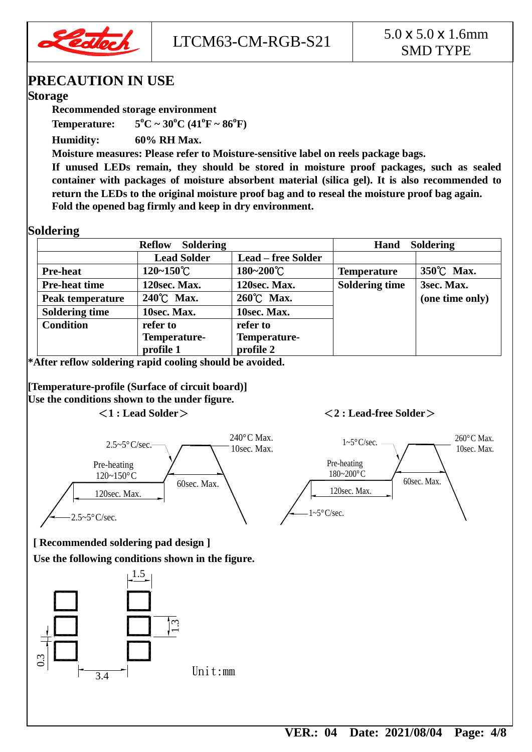# PRECAUTION IN USE

## Storage

**Recommended storage environment**

**Temperature:** **5°C ~ 30°C (41°F ~ 86°F)**

**Humidity:** **60% RH Max.**

**Moisture measures: Please refer to Moisture-sensitive label on reels package bags.**

**If unused LEDs remain, they should be stored in moisture proof packages, such as sealed container with packages of moisture absorbent material (silica gel). It is also recommended to return the LEDs to the original moisture proof bag and to reseal the moisture proof bag again. Fold the opened bag firmly and keep in dry environment.**

## Soldering

| Reflow Soldering | | | Hand Soldering | |
|---|---|---|---|---|
| | Lead Solder | Lead – free Solder | | |
| Pre-heat | 120~150℃ | 180~200℃ | Temperature | 350℃ Max. |
| Pre-heat time | 120sec. Max. | 120sec. Max. | Soldering time | 3sec. Max. (one time only) |
| Peak temperature | 240℃ Max. | 260℃ Max. | | |
| Soldering time | 10sec. Max. | 10sec. Max. | | |
| Condition | refer to Temperature-profile 1 | refer to Temperature-profile 2 | | |

**\*After reflow soldering rapid cooling should be avoided.**

**[Temperature-profile (Surface of circuit board)]**
**Use the conditions shown to the under figure.**

**<1 : Lead Solder>**

2.5~5°C/sec.; 240°C Max. 10sec. Max.; Pre-heating 120~150°C; 60sec. Max.; 120sec. Max.; 2.5~5°C/sec.

**<2 : Lead-free Solder>**

1~5°C/sec.; 260°C Max. 10sec. Max.; Pre-heating 180~200°C; 60sec. Max.; 120sec. Max.; 1~5°C/sec.

**[ Recommended soldering pad design ]**
**Use the following conditions shown in the figure.**

1.5; 1.3; 0.3; 3.4

Unit:mm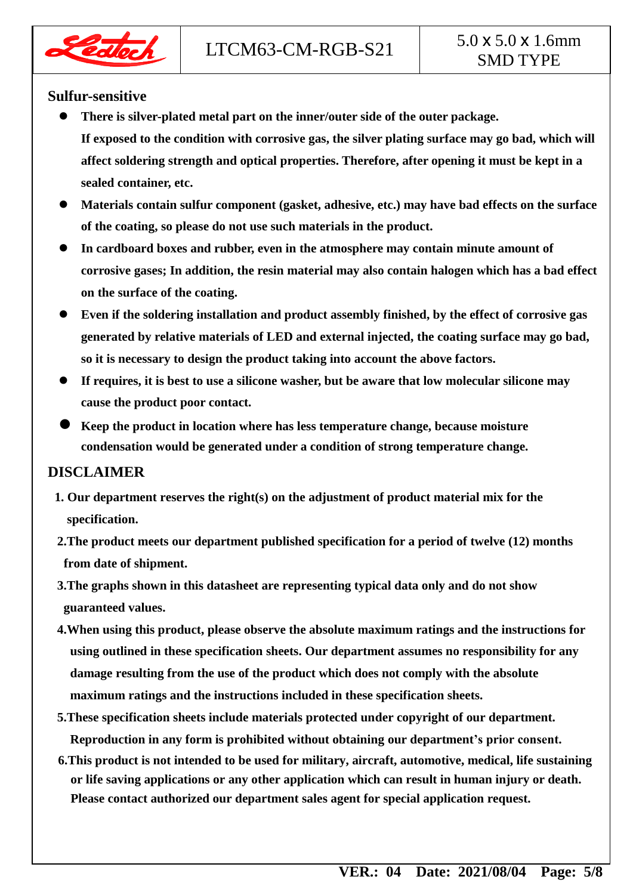## Sulfur-sensitive

- **There is silver-plated metal part on the inner/outer side of the outer package. If exposed to the condition with corrosive gas, the silver plating surface may go bad, which will affect soldering strength and optical properties. Therefore, after opening it must be kept in a sealed container, etc.**
- **Materials contain sulfur component (gasket, adhesive, etc.) may have bad effects on the surface of the coating, so please do not use such materials in the product.**
- **In cardboard boxes and rubber, even in the atmosphere may contain minute amount of corrosive gases; In addition, the resin material may also contain halogen which has a bad effect on the surface of the coating.**
- **Even if the soldering installation and product assembly finished, by the effect of corrosive gas generated by relative materials of LED and external injected, the coating surface may go bad, so it is necessary to design the product taking into account the above factors.**
- **If requires, it is best to use a silicone washer, but be aware that low molecular silicone may cause the product poor contact.**
- **Keep the product in location where has less temperature change, because moisture condensation would be generated under a condition of strong temperature change.**

## DISCLAIMER

1. **Our department reserves the right(s) on the adjustment of product material mix for the specification.**
2. **The product meets our department published specification for a period of twelve (12) months from date of shipment.**
3. **The graphs shown in this datasheet are representing typical data only and do not show guaranteed values.**
4. **When using this product, please observe the absolute maximum ratings and the instructions for using outlined in these specification sheets. Our department assumes no responsibility for any damage resulting from the use of the product which does not comply with the absolute maximum ratings and the instructions included in these specification sheets.**
5. **These specification sheets include materials protected under copyright of our department. Reproduction in any form is prohibited without obtaining our department's prior consent.**
6. **This product is not intended to be used for military, aircraft, automotive, medical, life sustaining or life saving applications or any other application which can result in human injury or death. Please contact authorized our department sales agent for special application request.**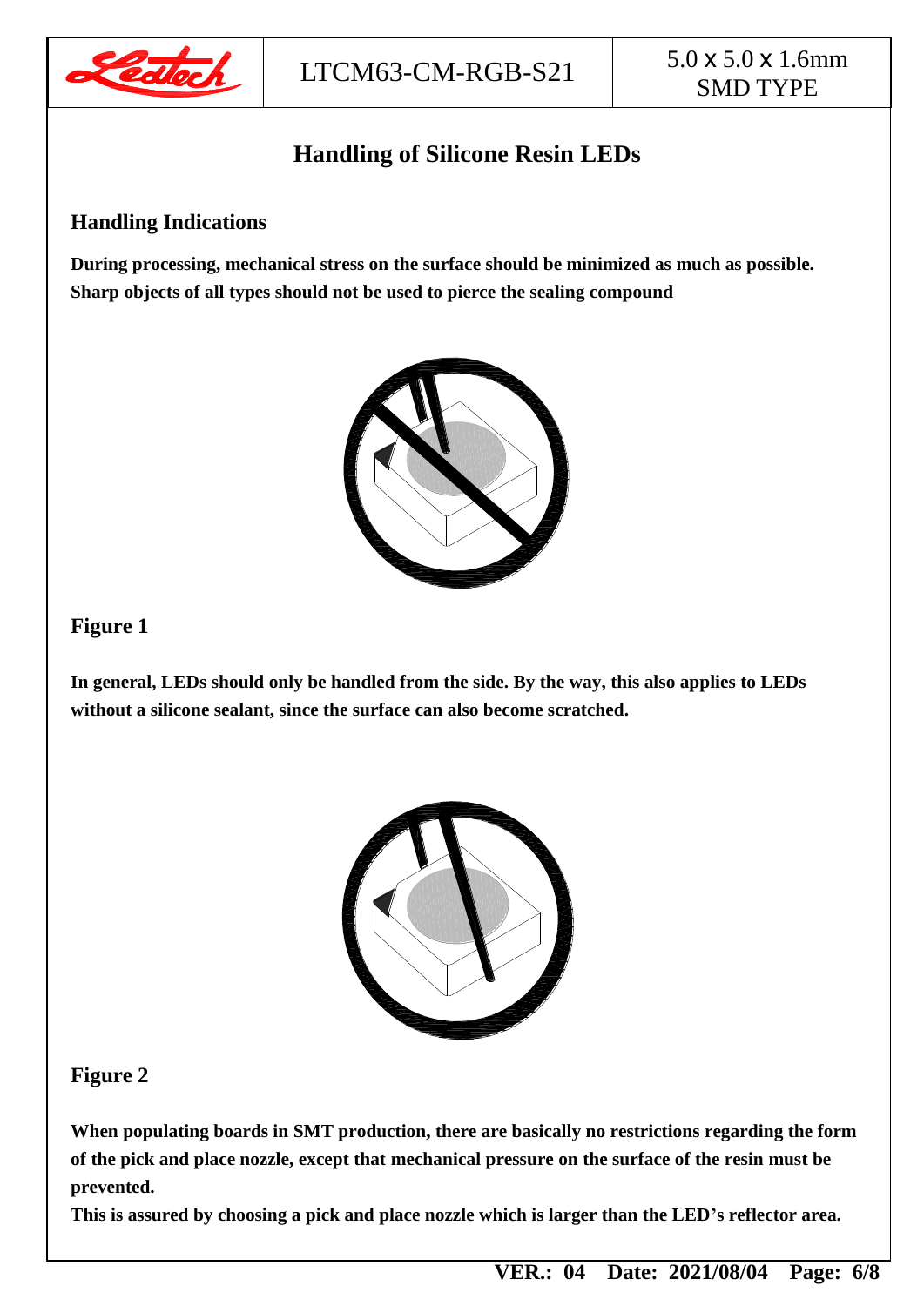# Handling of Silicone Resin LEDs

## Handling Indications

**During processing, mechanical stress on the surface should be minimized as much as possible. Sharp objects of all types should not be used to pierce the sealing compound**

## Figure 1

**In general, LEDs should only be handled from the side. By the way, this also applies to LEDs without a silicone sealant, since the surface can also become scratched.**

## Figure 2

**When populating boards in SMT production, there are basically no restrictions regarding the form of the pick and place nozzle, except that mechanical pressure on the surface of the resin must be prevented.**

**This is assured by choosing a pick and place nozzle which is larger than the LED's reflector area.**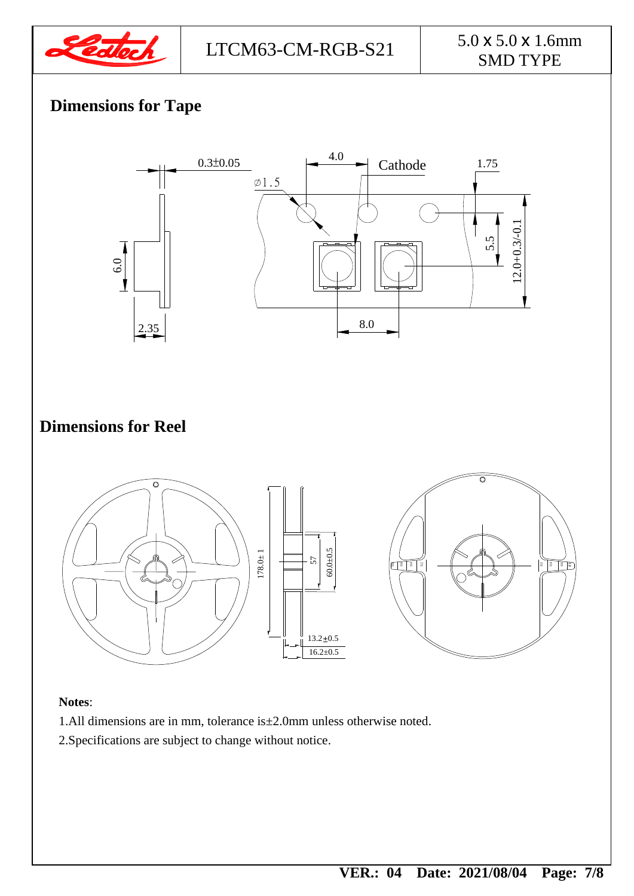## Dimensions for Tape

## Dimensions for Reel

**Notes**:

1.All dimensions are in mm, tolerance is±2.0mm unless otherwise noted.

2.Specifications are subject to change without notice.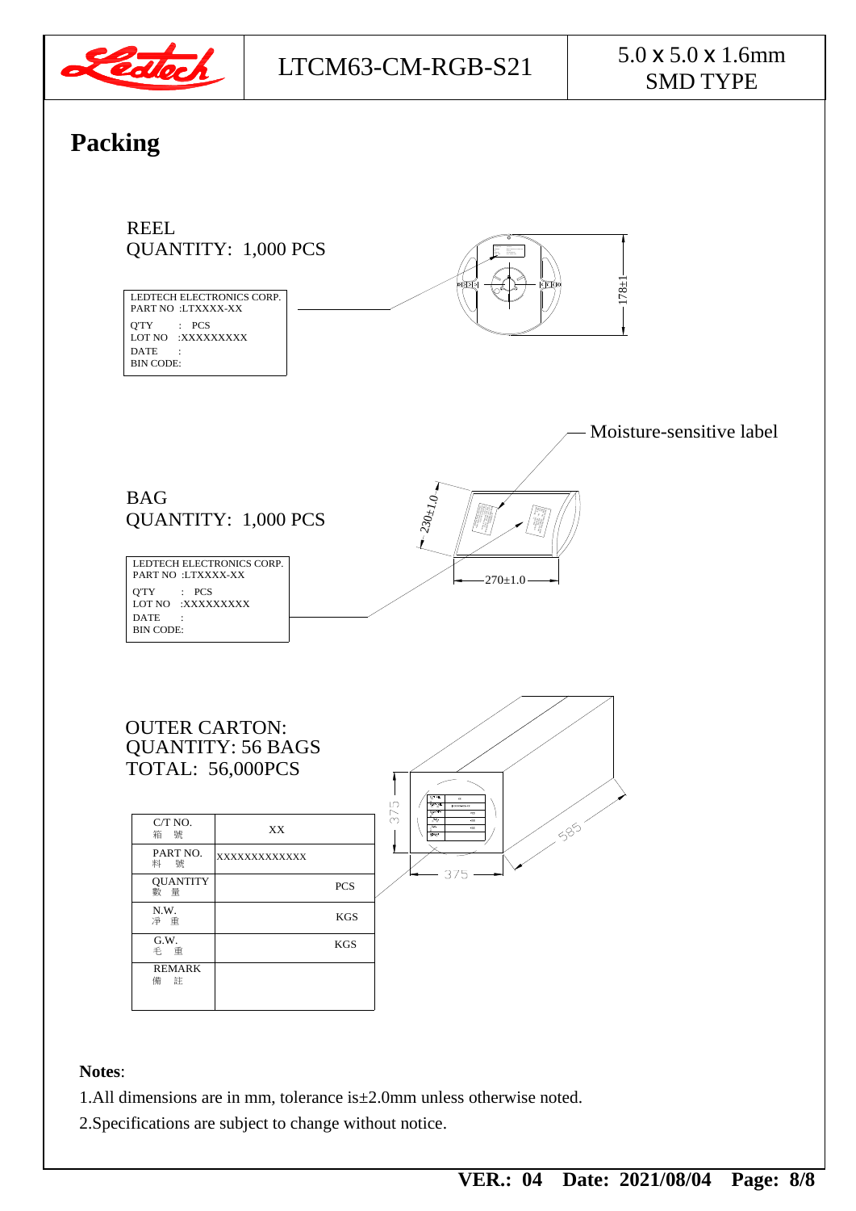## Packing

REEL
QUANTITY: 1,000 PCS

LEDTECH ELECTRONICS CORP.
PART NO :LTXXXX-XX
Q'TY : PCS
LOT NO :XXXXXXXXX
DATE :
BIN CODE:

178±1

Moisture-sensitive label

BAG
QUANTITY: 1,000 PCS

LEDTECH ELECTRONICS CORP.
PART NO :LTXXXX-XX
Q'TY : PCS
LOT NO :XXXXXXXXX
DATE :
BIN CODE:

230±1.0

270±1.0

OUTER CARTON:
QUANTITY: 56 BAGS
TOTAL: 56,000PCS

| | | |
|---|---|---|
| C/T NO. 箱 號 | XX | |
| PART NO. 料 號 | XXXXXXXXXXXXX | |
| QUANTITY 數 量 | | PCS |
| N.W. 凈 重 | | KGS |
| G.W. 毛 重 | | KGS |
| REMARK 備 註 | | |

375

375

585

**Notes**:

1.All dimensions are in mm, tolerance is±2.0mm unless otherwise noted.

2.Specifications are subject to change without notice.